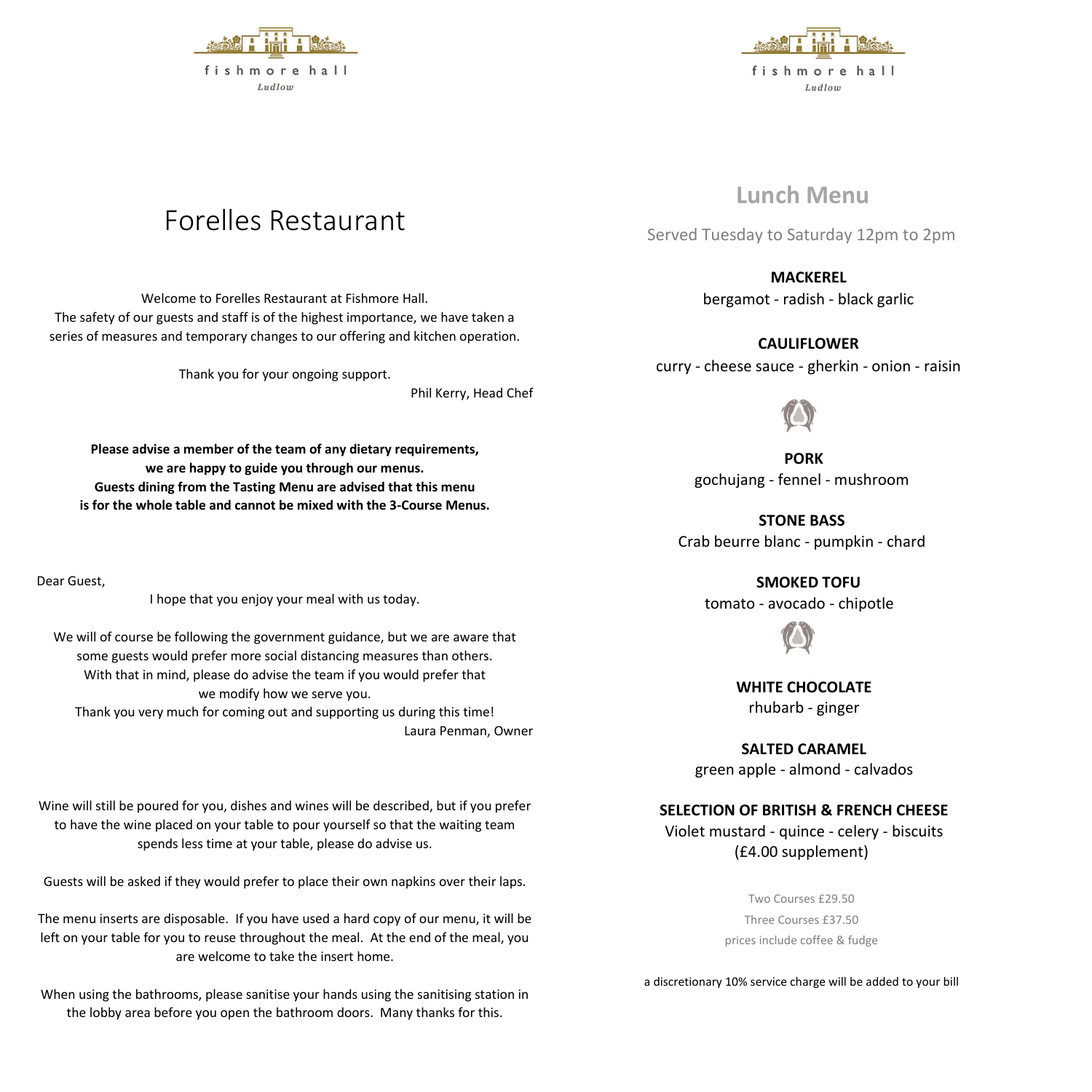# Forelles Restaurant

Welcome to Forelles Restaurant at Fishmore Hall.
The safety of our guests and staff is of the highest importance, we have taken a series of measures and temporary changes to our offering and kitchen operation.

Thank you for your ongoing support.

Phil Kerry, Head Chef

**Please advise a member of the team of any dietary requirements, we are happy to guide you through our menus. Guests dining from the Tasting Menu are advised that this menu is for the whole table and cannot be mixed with the 3-Course Menus.**

Dear Guest,

I hope that you enjoy your meal with us today.

We will of course be following the government guidance, but we are aware that some guests would prefer more social distancing measures than others. With that in mind, please do advise the team if you would prefer that we modify how we serve you.
Thank you very much for coming out and supporting us during this time!

Laura Penman, Owner

Wine will still be poured for you, dishes and wines will be described, but if you prefer to have the wine placed on your table to pour yourself so that the waiting team spends less time at your table, please do advise us.

Guests will be asked if they would prefer to place their own napkins over their laps.

The menu inserts are disposable. If you have used a hard copy of our menu, it will be left on your table for you to reuse throughout the meal. At the end of the meal, you are welcome to take the insert home.

When using the bathrooms, please sanitise your hands using the sanitising station in the lobby area before you open the bathroom doors. Many thanks for this.

## Lunch Menu

Served Tuesday to Saturday 12pm to 2pm

**MACKEREL**
bergamot - radish - black garlic

**CAULIFLOWER**
curry - cheese sauce - gherkin - onion - raisin

**PORK**
gochujang - fennel - mushroom

**STONE BASS**
Crab beurre blanc - pumpkin - chard

**SMOKED TOFU**
tomato - avocado - chipotle

**WHITE CHOCOLATE**
rhubarb - ginger

**SALTED CARAMEL**
green apple - almond - calvados

**SELECTION OF BRITISH & FRENCH CHEESE**
Violet mustard - quince - celery - biscuits
(£4.00 supplement)

Two Courses £29.50
Three Courses £37.50
prices include coffee & fudge

a discretionary 10% service charge will be added to your bill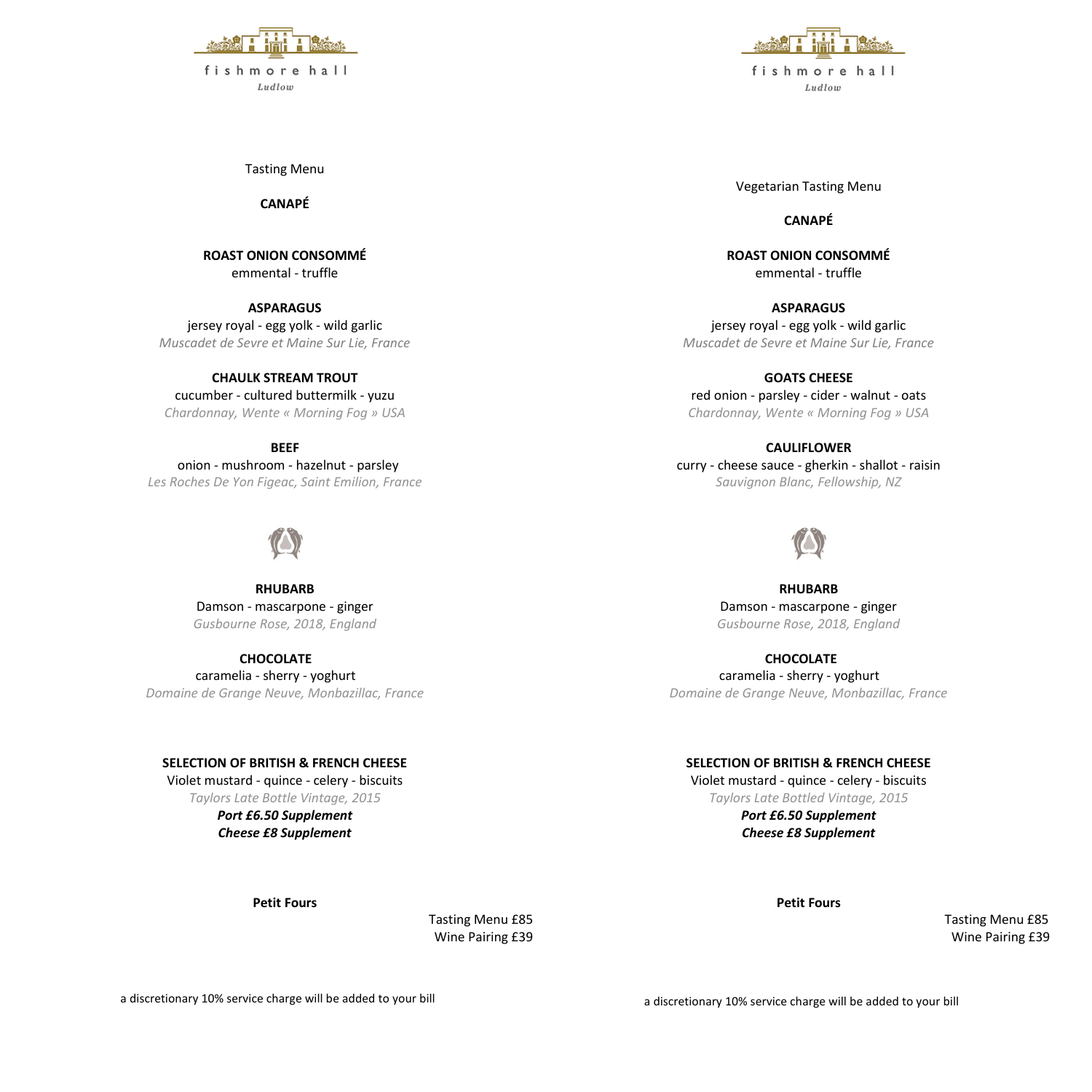fishmore hall

Ludlow

Tasting Menu

**CANAPÉ**

**ROAST ONION CONSOMMÉ**
emmental - truffle

**ASPARAGUS**
jersey royal - egg yolk - wild garlic
*Muscadet de Sevre et Maine Sur Lie, France*

**CHAULK STREAM TROUT**
cucumber - cultured buttermilk - yuzu
*Chardonnay, Wente « Morning Fog » USA*

**BEEF**
onion - mushroom - hazelnut - parsley
*Les Roches De Yon Figeac, Saint Emilion, France*

**RHUBARB**
Damson - mascarpone - ginger
*Gusbourne Rose, 2018, England*

**CHOCOLATE**
caramelia - sherry - yoghurt
*Domaine de Grange Neuve, Monbazillac, France*

**SELECTION OF BRITISH & FRENCH CHEESE**
Violet mustard - quince - celery - biscuits
*Taylors Late Bottle Vintage, 2015*
***Port £6.50 Supplement***
***Cheese £8 Supplement***

**Petit Fours**

Tasting Menu £85
Wine Pairing £39

a discretionary 10% service charge will be added to your bill

fishmore hall

Ludlow

Vegetarian Tasting Menu

**CANAPÉ**

**ROAST ONION CONSOMMÉ**
emmental - truffle

**ASPARAGUS**
jersey royal - egg yolk - wild garlic
*Muscadet de Sevre et Maine Sur Lie, France*

**GOATS CHEESE**
red onion - parsley - cider - walnut - oats
*Chardonnay, Wente « Morning Fog » USA*

**CAULIFLOWER**
curry - cheese sauce - gherkin - shallot - raisin
*Sauvignon Blanc, Fellowship, NZ*

**RHUBARB**
Damson - mascarpone - ginger
*Gusbourne Rose, 2018, England*

**CHOCOLATE**
caramelia - sherry - yoghurt
*Domaine de Grange Neuve, Monbazillac, France*

**SELECTION OF BRITISH & FRENCH CHEESE**
Violet mustard - quince - celery - biscuits
*Taylors Late Bottled Vintage, 2015*
***Port £6.50 Supplement***
***Cheese £8 Supplement***

**Petit Fours**

Tasting Menu £85
Wine Pairing £39

a discretionary 10% service charge will be added to your bill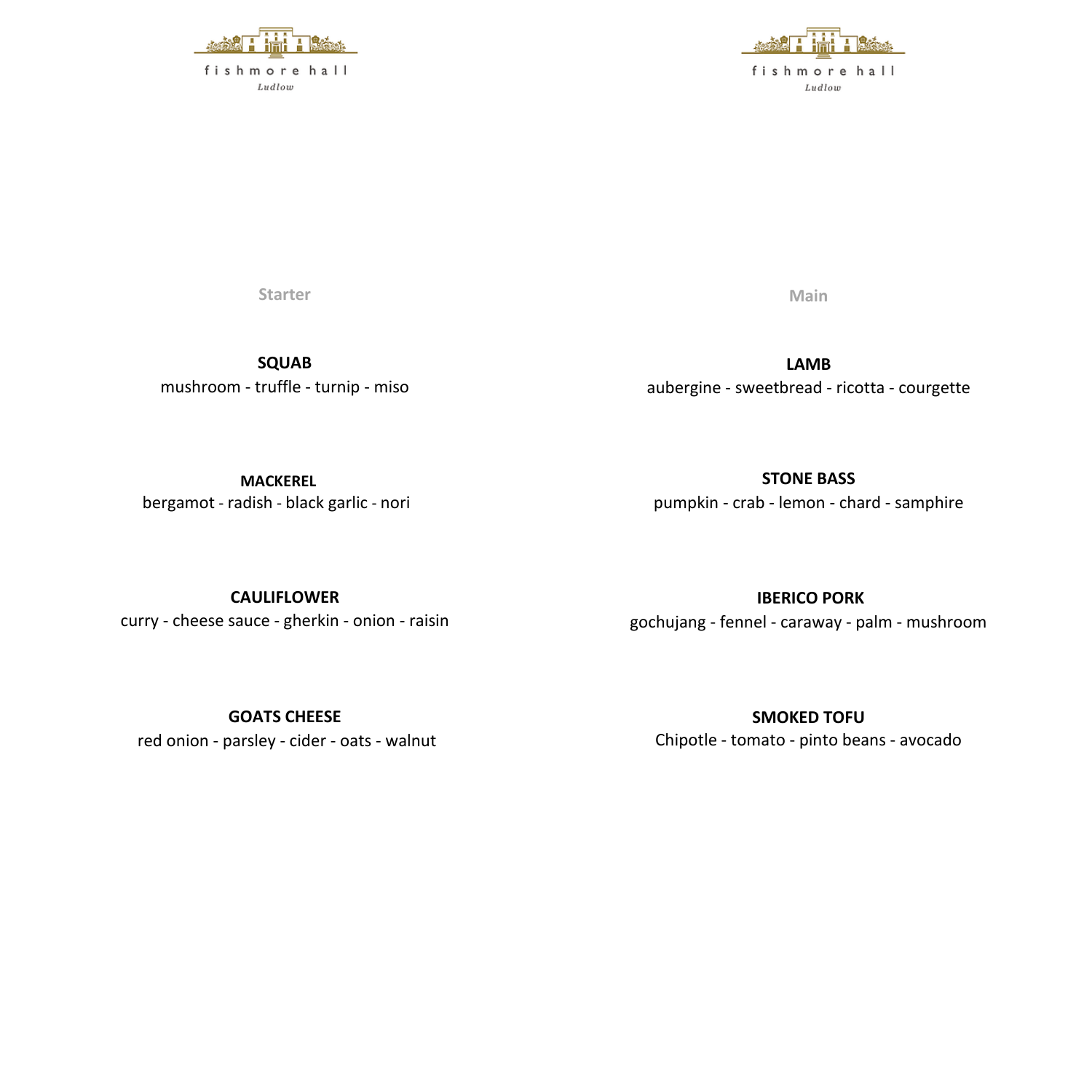fishmore hall

*Ludlow*

## Starter

**SQUAB**
mushroom - truffle - turnip - miso

**MACKEREL**
bergamot - radish - black garlic - nori

**CAULIFLOWER**
curry - cheese sauce - gherkin - onion - raisin

**GOATS CHEESE**
red onion - parsley - cider - oats - walnut

fishmore hall

*Ludlow*

## Main

**LAMB**
aubergine - sweetbread - ricotta - courgette

**STONE BASS**
pumpkin - crab - lemon - chard - samphire

**IBERICO PORK**
gochujang - fennel - caraway - palm - mushroom

**SMOKED TOFU**
Chipotle - tomato - pinto beans - avocado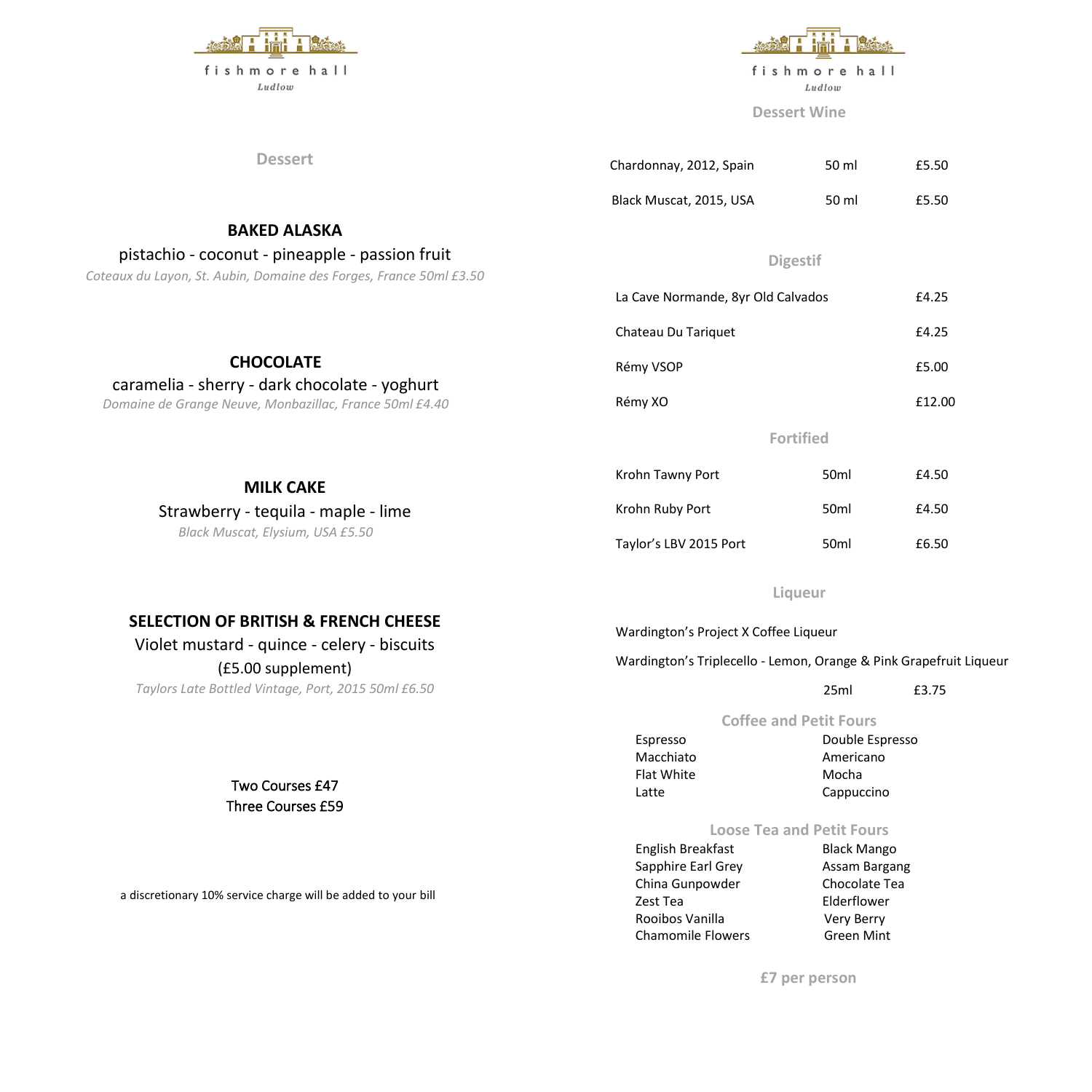fishmore hall

Ludlow

## Dessert

### BAKED ALASKA

pistachio - coconut - pineapple - passion fruit

*Coteaux du Layon, St. Aubin, Domaine des Forges, France 50ml £3.50*

### CHOCOLATE

caramelia - sherry - dark chocolate - yoghurt

*Domaine de Grange Neuve, Monbazillac, France 50ml £4.40*

### MILK CAKE

Strawberry - tequila - maple - lime

*Black Muscat, Elysium, USA £5.50*

### SELECTION OF BRITISH & FRENCH CHEESE

Violet mustard - quince - celery - biscuits

(£5.00 supplement)

*Taylors Late Bottled Vintage, Port, 2015 50ml £6.50*

Two Courses £47

Three Courses £59

a discretionary 10% service charge will be added to your bill

fishmore hall

Ludlow

## Dessert Wine

| | | |
|---|---|---|
| Chardonnay, 2012, Spain | 50 ml | £5.50 |
| Black Muscat, 2015, USA | 50 ml | £5.50 |

## Digestif

| | |
|---|---|
| La Cave Normande, 8yr Old Calvados | £4.25 |
| Chateau Du Tariquet | £4.25 |
| Rémy VSOP | £5.00 |
| Rémy XO | £12.00 |

## Fortified

| | | |
|---|---|---|
| Krohn Tawny Port | 50ml | £4.50 |
| Krohn Ruby Port | 50ml | £4.50 |
| Taylor's LBV 2015 Port | 50ml | £6.50 |

## Liqueur

Wardington's Project X Coffee Liqueur

Wardington's Triplecello - Lemon, Orange & Pink Grapefruit Liqueur

25ml £3.75

## Coffee and Petit Fours

| | |
|---|---|
| Espresso | Double Espresso |
| Macchiato | Americano |
| Flat White | Mocha |
| Latte | Cappuccino |

## Loose Tea and Petit Fours

| | |
|---|---|
| English Breakfast | Black Mango |
| Sapphire Earl Grey | Assam Bargang |
| China Gunpowder | Chocolate Tea |
| Zest Tea | Elderflower |
| Rooibos Vanilla | Very Berry |
| Chamomile Flowers | Green Mint |

**£7 per person**